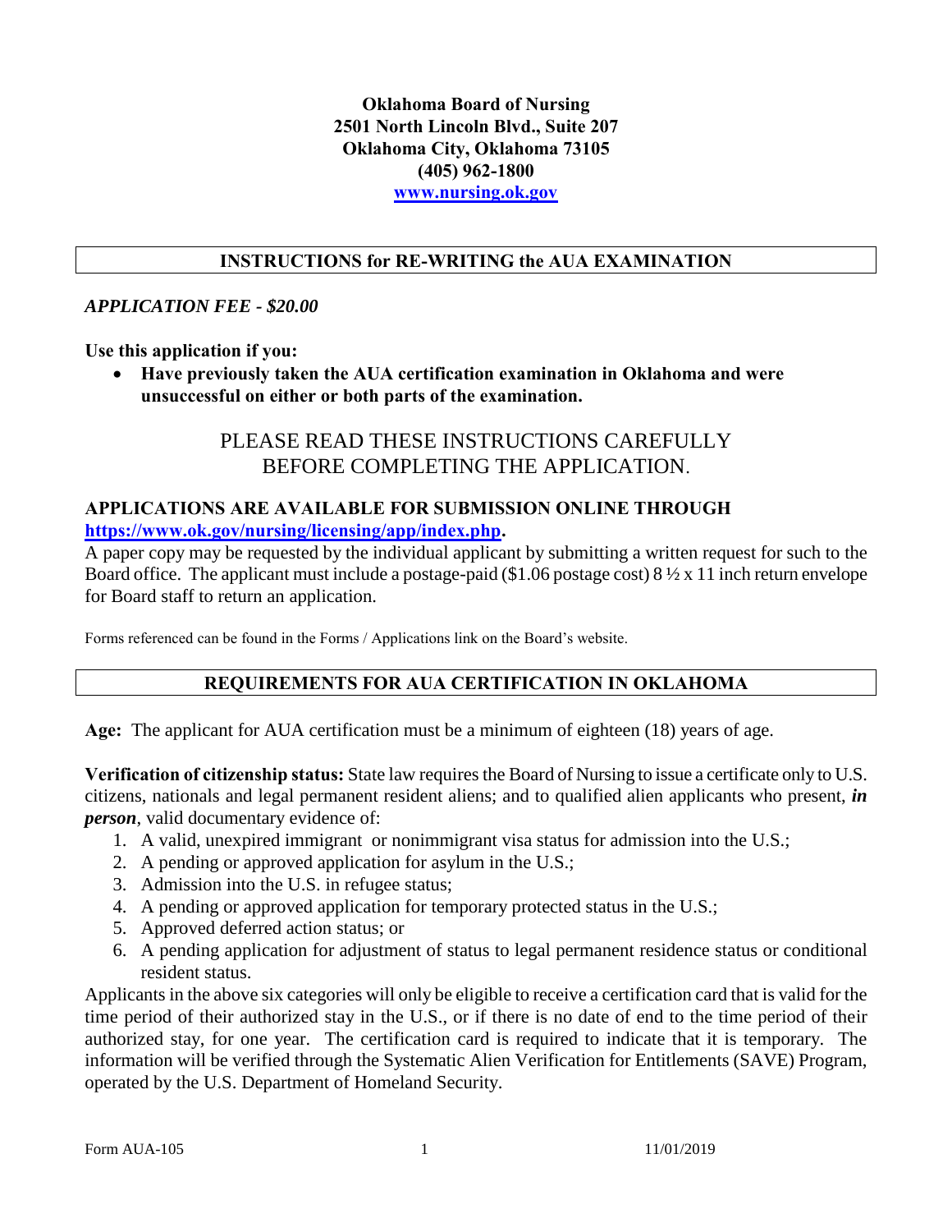**Oklahoma Board of Nursing**
**2501 North Lincoln Blvd., Suite 207**
**Oklahoma City, Oklahoma 73105**
**(405) 962-1800**
**[www.nursing.ok.gov](http://www.nursing.ok.gov)**

## INSTRUCTIONS for RE-WRITING the AUA EXAMINATION

***APPLICATION FEE - $20.00***

**Use this application if you:**

- **Have previously taken the AUA certification examination in Oklahoma and were unsuccessful on either or both parts of the examination.**

PLEASE READ THESE INSTRUCTIONS CAREFULLY BEFORE COMPLETING THE APPLICATION.

**APPLICATIONS ARE AVAILABLE FOR SUBMISSION ONLINE THROUGH [https://www.ok.gov/nursing/licensing/app/index.php](https://www.ok.gov/nursing/licensing/app/index.php).**

A paper copy may be requested by the individual applicant by submitting a written request for such to the Board office. The applicant must include a postage-paid ($1.06 postage cost) 8 ½ x 11 inch return envelope for Board staff to return an application.

Forms referenced can be found in the Forms / Applications link on the Board's website.

## REQUIREMENTS FOR AUA CERTIFICATION IN OKLAHOMA

**Age:** The applicant for AUA certification must be a minimum of eighteen (18) years of age.

**Verification of citizenship status:** State law requires the Board of Nursing to issue a certificate only to U.S. citizens, nationals and legal permanent resident aliens; and to qualified alien applicants who present, ***in person***, valid documentary evidence of:

1. A valid, unexpired immigrant or nonimmigrant visa status for admission into the U.S.;
2. A pending or approved application for asylum in the U.S.;
3. Admission into the U.S. in refugee status;
4. A pending or approved application for temporary protected status in the U.S.;
5. Approved deferred action status; or
6. A pending application for adjustment of status to legal permanent residence status or conditional resident status.

Applicants in the above six categories will only be eligible to receive a certification card that is valid for the time period of their authorized stay in the U.S., or if there is no date of end to the time period of their authorized stay, for one year. The certification card is required to indicate that it is temporary. The information will be verified through the Systematic Alien Verification for Entitlements (SAVE) Program, operated by the U.S. Department of Homeland Security.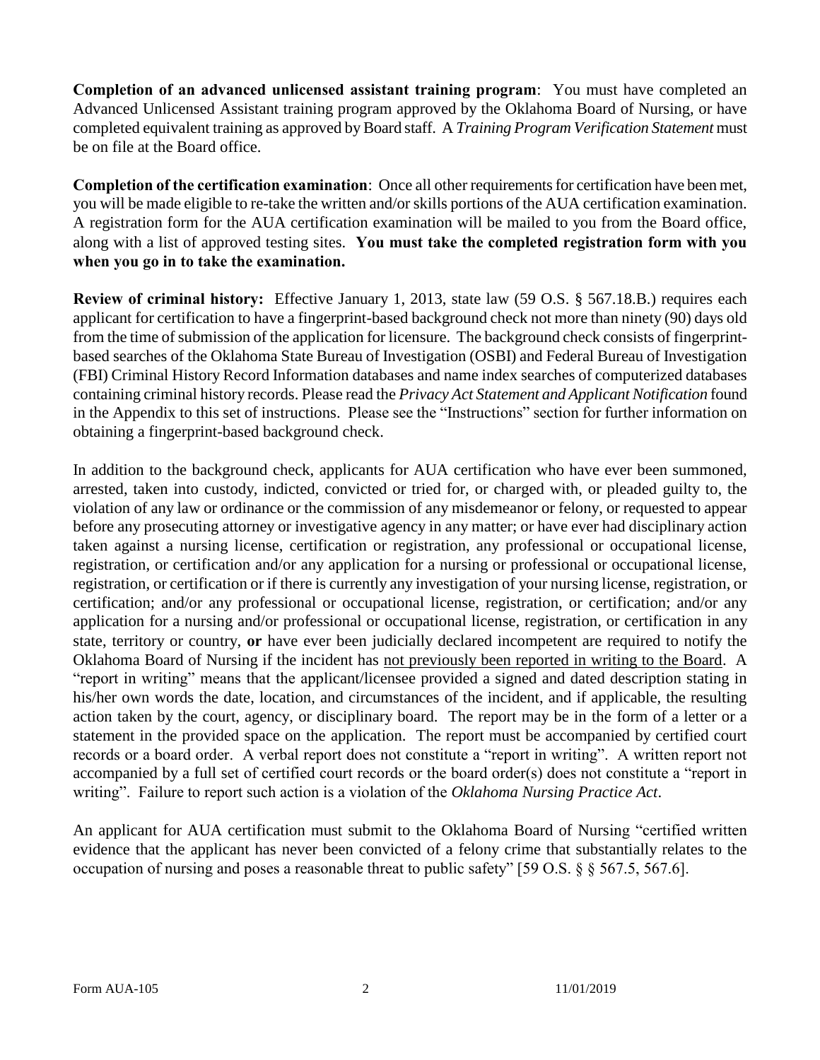**Completion of an advanced unlicensed assistant training program**: You must have completed an Advanced Unlicensed Assistant training program approved by the Oklahoma Board of Nursing, or have completed equivalent training as approved by Board staff. A *Training Program Verification Statement* must be on file at the Board office.

**Completion of the certification examination**: Once all other requirements for certification have been met, you will be made eligible to re-take the written and/or skills portions of the AUA certification examination. A registration form for the AUA certification examination will be mailed to you from the Board office, along with a list of approved testing sites. **You must take the completed registration form with you when you go in to take the examination.**

**Review of criminal history:** Effective January 1, 2013, state law (59 O.S. § 567.18.B.) requires each applicant for certification to have a fingerprint-based background check not more than ninety (90) days old from the time of submission of the application for licensure. The background check consists of fingerprint-based searches of the Oklahoma State Bureau of Investigation (OSBI) and Federal Bureau of Investigation (FBI) Criminal History Record Information databases and name index searches of computerized databases containing criminal history records. Please read the *Privacy Act Statement and Applicant Notification* found in the Appendix to this set of instructions. Please see the "Instructions" section for further information on obtaining a fingerprint-based background check.

In addition to the background check, applicants for AUA certification who have ever been summoned, arrested, taken into custody, indicted, convicted or tried for, or charged with, or pleaded guilty to, the violation of any law or ordinance or the commission of any misdemeanor or felony, or requested to appear before any prosecuting attorney or investigative agency in any matter; or have ever had disciplinary action taken against a nursing license, certification or registration, any professional or occupational license, registration, or certification and/or any application for a nursing or professional or occupational license, registration, or certification or if there is currently any investigation of your nursing license, registration, or certification; and/or any professional or occupational license, registration, or certification; and/or any application for a nursing and/or professional or occupational license, registration, or certification in any state, territory or country, **or** have ever been judicially declared incompetent are required to notify the Oklahoma Board of Nursing if the incident has <u>not previously been reported in writing to the Board</u>. A "report in writing" means that the applicant/licensee provided a signed and dated description stating in his/her own words the date, location, and circumstances of the incident, and if applicable, the resulting action taken by the court, agency, or disciplinary board. The report may be in the form of a letter or a statement in the provided space on the application. The report must be accompanied by certified court records or a board order. A verbal report does not constitute a "report in writing". A written report not accompanied by a full set of certified court records or the board order(s) does not constitute a "report in writing". Failure to report such action is a violation of the *Oklahoma Nursing Practice Act*.

An applicant for AUA certification must submit to the Oklahoma Board of Nursing "certified written evidence that the applicant has never been convicted of a felony crime that substantially relates to the occupation of nursing and poses a reasonable threat to public safety" [59 O.S. § § 567.5, 567.6].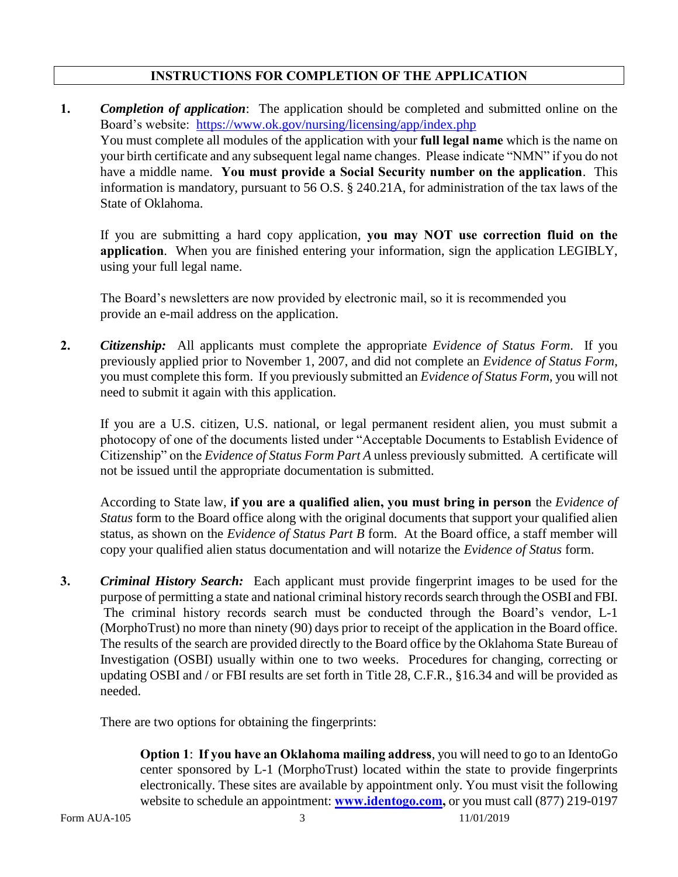## INSTRUCTIONS FOR COMPLETION OF THE APPLICATION

**1.** ***Completion of application***: The application should be completed and submitted online on the Board's website: https://www.ok.gov/nursing/licensing/app/index.php
You must complete all modules of the application with your **full legal name** which is the name on your birth certificate and any subsequent legal name changes. Please indicate "NMN" if you do not have a middle name. **You must provide a Social Security number on the application**. This information is mandatory, pursuant to 56 O.S. § 240.21A, for administration of the tax laws of the State of Oklahoma.

If you are submitting a hard copy application, **you may NOT use correction fluid on the application**. When you are finished entering your information, sign the application LEGIBLY, using your full legal name.

The Board's newsletters are now provided by electronic mail, so it is recommended you provide an e-mail address on the application.

**2.** ***Citizenship:*** All applicants must complete the appropriate *Evidence of Status Form*. If you previously applied prior to November 1, 2007, and did not complete an *Evidence of Status Form*, you must complete this form. If you previously submitted an *Evidence of Status Form*, you will not need to submit it again with this application.

If you are a U.S. citizen, U.S. national, or legal permanent resident alien, you must submit a photocopy of one of the documents listed under "Acceptable Documents to Establish Evidence of Citizenship" on the *Evidence of Status Form Part A* unless previously submitted. A certificate will not be issued until the appropriate documentation is submitted.

According to State law, **if you are a qualified alien, you must bring in person** the *Evidence of Status* form to the Board office along with the original documents that support your qualified alien status, as shown on the *Evidence of Status Part B* form. At the Board office, a staff member will copy your qualified alien status documentation and will notarize the *Evidence of Status* form.

**3.** ***Criminal History Search:*** Each applicant must provide fingerprint images to be used for the purpose of permitting a state and national criminal history records search through the OSBI and FBI. The criminal history records search must be conducted through the Board's vendor, L-1 (MorphoTrust) no more than ninety (90) days prior to receipt of the application in the Board office. The results of the search are provided directly to the Board office by the Oklahoma State Bureau of Investigation (OSBI) usually within one to two weeks. Procedures for changing, correcting or updating OSBI and / or FBI results are set forth in Title 28, C.F.R., §16.34 and will be provided as needed.

There are two options for obtaining the fingerprints:

> **Option 1**: **If you have an Oklahoma mailing address**, you will need to go to an IdentoGo center sponsored by L-1 (MorphoTrust) located within the state to provide fingerprints electronically. These sites are available by appointment only. You must visit the following website to schedule an appointment: **www.identogo.com,** or you must call (877) 219-0197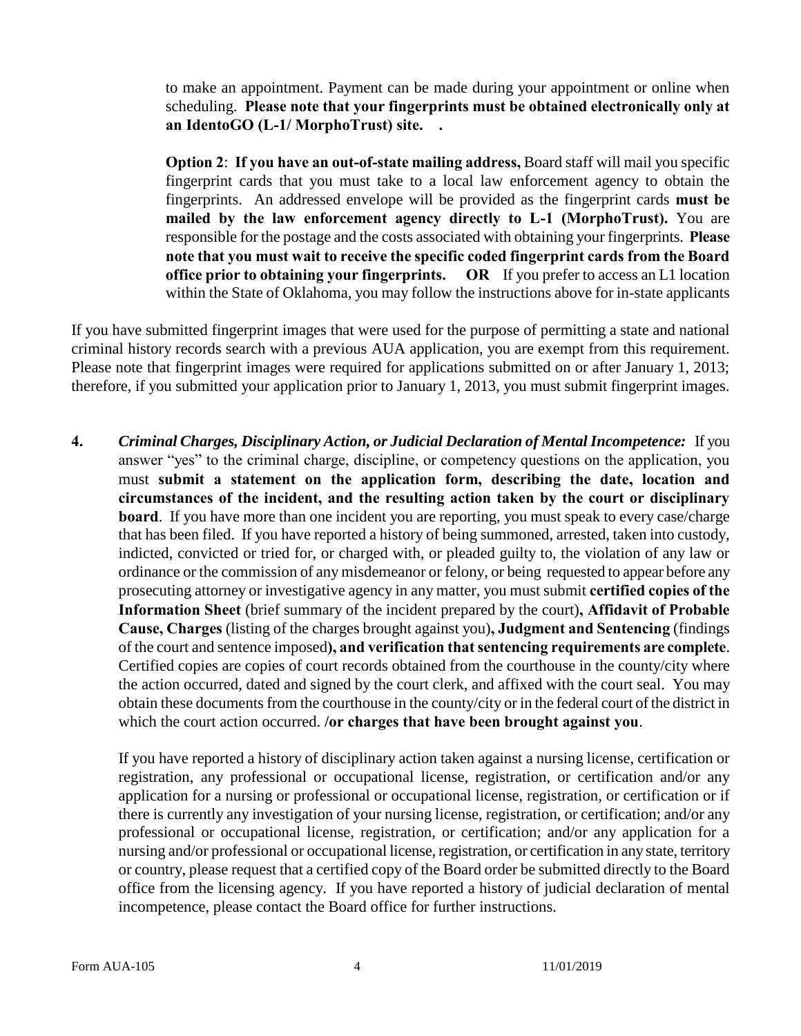to make an appointment. Payment can be made during your appointment or online when scheduling. **Please note that your fingerprints must be obtained electronically only at an IdentoGO (L-1/ MorphoTrust) site. .**

**Option 2**: **If you have an out-of-state mailing address,** Board staff will mail you specific fingerprint cards that you must take to a local law enforcement agency to obtain the fingerprints. An addressed envelope will be provided as the fingerprint cards **must be mailed by the law enforcement agency directly to L-1 (MorphoTrust).** You are responsible for the postage and the costs associated with obtaining your fingerprints. **Please note that you must wait to receive the specific coded fingerprint cards from the Board office prior to obtaining your fingerprints. OR** If you prefer to access an L1 location within the State of Oklahoma, you may follow the instructions above for in-state applicants

If you have submitted fingerprint images that were used for the purpose of permitting a state and national criminal history records search with a previous AUA application, you are exempt from this requirement. Please note that fingerprint images were required for applications submitted on or after January 1, 2013; therefore, if you submitted your application prior to January 1, 2013, you must submit fingerprint images.

**4.** ***Criminal Charges, Disciplinary Action, or Judicial Declaration of Mental Incompetence:*** If you answer "yes" to the criminal charge, discipline, or competency questions on the application, you must **submit a statement on the application form, describing the date, location and circumstances of the incident, and the resulting action taken by the court or disciplinary board**. If you have more than one incident you are reporting, you must speak to every case/charge that has been filed. If you have reported a history of being summoned, arrested, taken into custody, indicted, convicted or tried for, or charged with, or pleaded guilty to, the violation of any law or ordinance or the commission of any misdemeanor or felony, or being requested to appear before any prosecuting attorney or investigative agency in any matter, you must submit **certified copies of the Information Sheet** (brief summary of the incident prepared by the court)**, Affidavit of Probable Cause, Charges** (listing of the charges brought against you)**, Judgment and Sentencing** (findings of the court and sentence imposed)**, and verification that sentencing requirements are complete**. Certified copies are copies of court records obtained from the courthouse in the county/city where the action occurred, dated and signed by the court clerk, and affixed with the court seal. You may obtain these documents from the courthouse in the county/city or in the federal court of the district in which the court action occurred. **/or charges that have been brought against you**.

If you have reported a history of disciplinary action taken against a nursing license, certification or registration, any professional or occupational license, registration, or certification and/or any application for a nursing or professional or occupational license, registration, or certification or if there is currently any investigation of your nursing license, registration, or certification; and/or any professional or occupational license, registration, or certification; and/or any application for a nursing and/or professional or occupational license, registration, or certification in any state, territory or country, please request that a certified copy of the Board order be submitted directly to the Board office from the licensing agency. If you have reported a history of judicial declaration of mental incompetence, please contact the Board office for further instructions.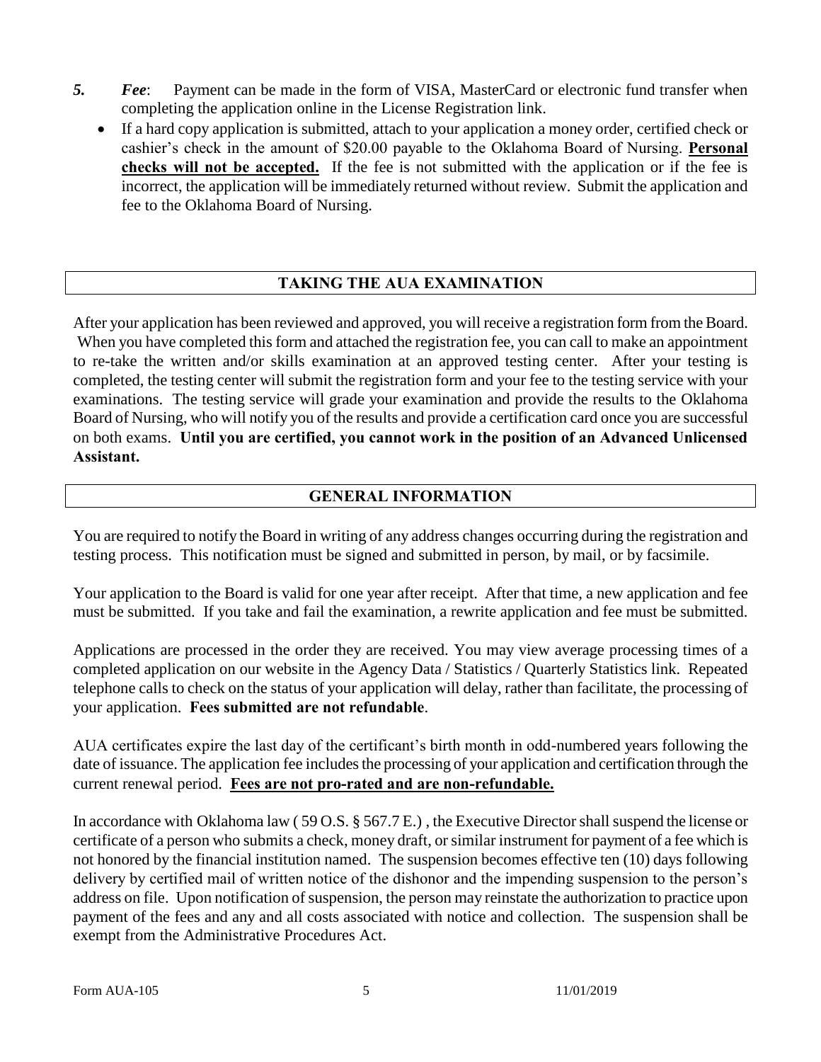5. ***Fee***: Payment can be made in the form of VISA, MasterCard or electronic fund transfer when completing the application online in the License Registration link.
   - If a hard copy application is submitted, attach to your application a money order, certified check or cashier's check in the amount of $20.00 payable to the Oklahoma Board of Nursing. <u>**Personal checks will not be accepted.**</u> If the fee is not submitted with the application or if the fee is incorrect, the application will be immediately returned without review. Submit the application and fee to the Oklahoma Board of Nursing.

## TAKING THE AUA EXAMINATION

After your application has been reviewed and approved, you will receive a registration form from the Board. When you have completed this form and attached the registration fee, you can call to make an appointment to re-take the written and/or skills examination at an approved testing center. After your testing is completed, the testing center will submit the registration form and your fee to the testing service with your examinations. The testing service will grade your examination and provide the results to the Oklahoma Board of Nursing, who will notify you of the results and provide a certification card once you are successful on both exams. **Until you are certified, you cannot work in the position of an Advanced Unlicensed Assistant.**

## GENERAL INFORMATION

You are required to notify the Board in writing of any address changes occurring during the registration and testing process. This notification must be signed and submitted in person, by mail, or by facsimile.

Your application to the Board is valid for one year after receipt. After that time, a new application and fee must be submitted. If you take and fail the examination, a rewrite application and fee must be submitted.

Applications are processed in the order they are received. You may view average processing times of a completed application on our website in the Agency Data / Statistics / Quarterly Statistics link. Repeated telephone calls to check on the status of your application will delay, rather than facilitate, the processing of your application. **Fees submitted are not refundable**.

AUA certificates expire the last day of the certificant's birth month in odd-numbered years following the date of issuance. The application fee includes the processing of your application and certification through the current renewal period. <u>**Fees are not pro-rated and are non-refundable.**</u>

In accordance with Oklahoma law ( 59 O.S. § 567.7 E.) , the Executive Director shall suspend the license or certificate of a person who submits a check, money draft, or similar instrument for payment of a fee which is not honored by the financial institution named. The suspension becomes effective ten (10) days following delivery by certified mail of written notice of the dishonor and the impending suspension to the person's address on file. Upon notification of suspension, the person may reinstate the authorization to practice upon payment of the fees and any and all costs associated with notice and collection. The suspension shall be exempt from the Administrative Procedures Act.

Form AUA-105 11/01/2019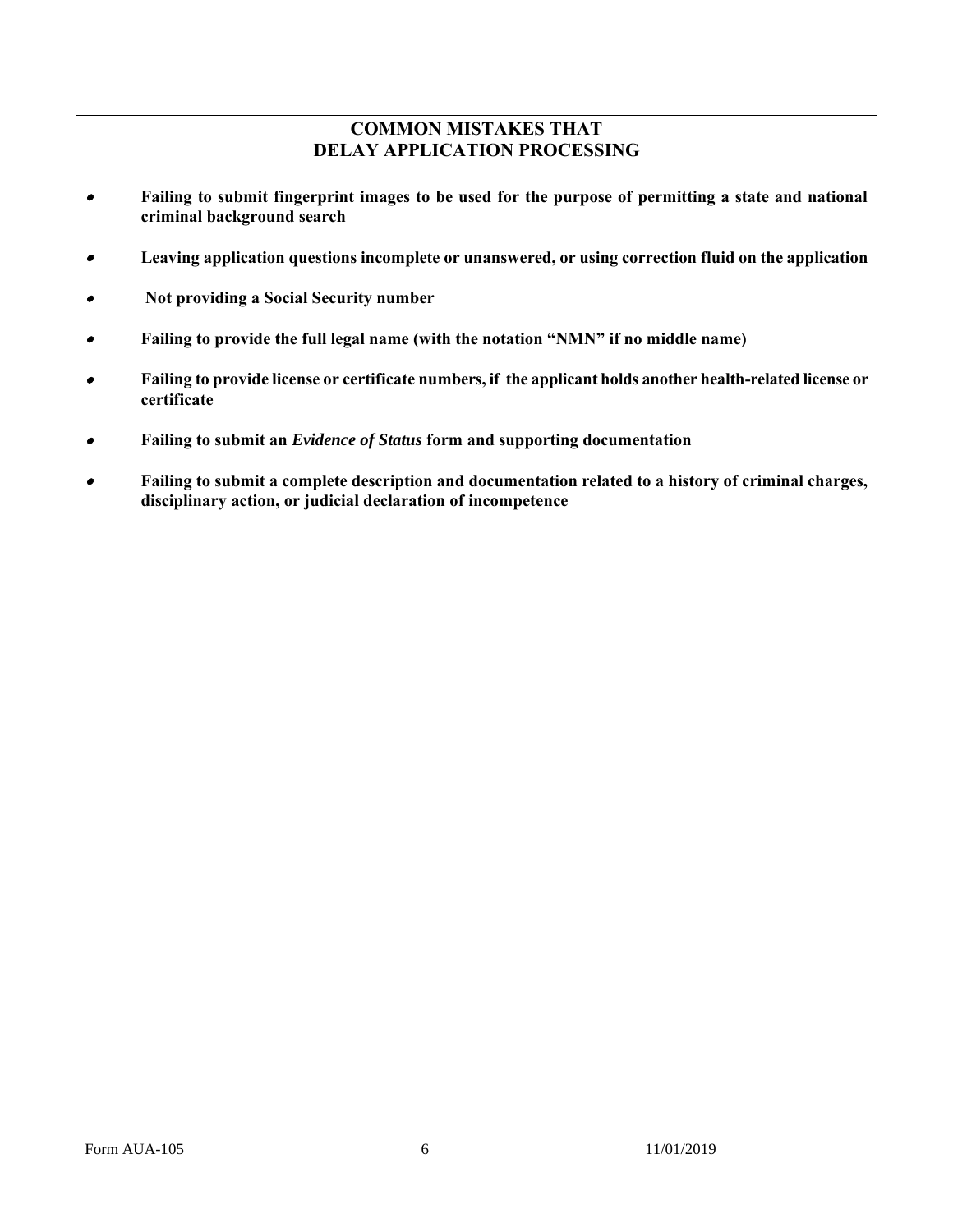## COMMON MISTAKES THAT DELAY APPLICATION PROCESSING

- **Failing to submit fingerprint images to be used for the purpose of permitting a state and national criminal background search**
- **Leaving application questions incomplete or unanswered, or using correction fluid on the application**
- **Not providing a Social Security number**
- **Failing to provide the full legal name (with the notation "NMN" if no middle name)**
- **Failing to provide license or certificate numbers, if the applicant holds another health-related license or certificate**
- **Failing to submit an *Evidence of Status* form and supporting documentation**
- **Failing to submit a complete description and documentation related to a history of criminal charges, disciplinary action, or judicial declaration of incompetence**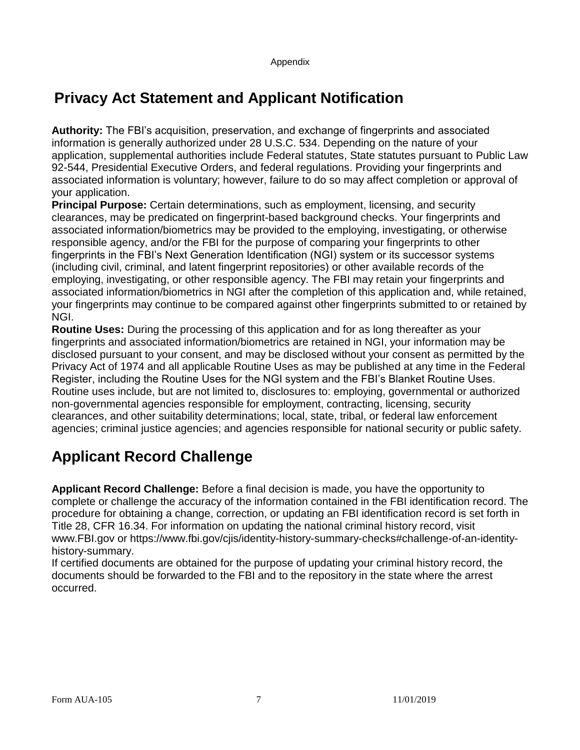Appendix

## Privacy Act Statement and Applicant Notification

**Authority:** The FBI's acquisition, preservation, and exchange of fingerprints and associated information is generally authorized under 28 U.S.C. 534. Depending on the nature of your application, supplemental authorities include Federal statutes, State statutes pursuant to Public Law 92-544, Presidential Executive Orders, and federal regulations. Providing your fingerprints and associated information is voluntary; however, failure to do so may affect completion or approval of your application.

**Principal Purpose:** Certain determinations, such as employment, licensing, and security clearances, may be predicated on fingerprint-based background checks. Your fingerprints and associated information/biometrics may be provided to the employing, investigating, or otherwise responsible agency, and/or the FBI for the purpose of comparing your fingerprints to other fingerprints in the FBI's Next Generation Identification (NGI) system or its successor systems (including civil, criminal, and latent fingerprint repositories) or other available records of the employing, investigating, or other responsible agency. The FBI may retain your fingerprints and associated information/biometrics in NGI after the completion of this application and, while retained, your fingerprints may continue to be compared against other fingerprints submitted to or retained by NGI.

**Routine Uses:** During the processing of this application and for as long thereafter as your fingerprints and associated information/biometrics are retained in NGI, your information may be disclosed pursuant to your consent, and may be disclosed without your consent as permitted by the Privacy Act of 1974 and all applicable Routine Uses as may be published at any time in the Federal Register, including the Routine Uses for the NGI system and the FBI's Blanket Routine Uses. Routine uses include, but are not limited to, disclosures to: employing, governmental or authorized non-governmental agencies responsible for employment, contracting, licensing, security clearances, and other suitability determinations; local, state, tribal, or federal law enforcement agencies; criminal justice agencies; and agencies responsible for national security or public safety.

## Applicant Record Challenge

**Applicant Record Challenge:** Before a final decision is made, you have the opportunity to complete or challenge the accuracy of the information contained in the FBI identification record. The procedure for obtaining a change, correction, or updating an FBI identification record is set forth in Title 28, CFR 16.34. For information on updating the national criminal history record, visit www.FBI.gov or https://www.fbi.gov/cjis/identity-history-summary-checks#challenge-of-an-identity-history-summary.

If certified documents are obtained for the purpose of updating your criminal history record, the documents should be forwarded to the FBI and to the repository in the state where the arrest occurred.

Form AUA-105 11/01/2019